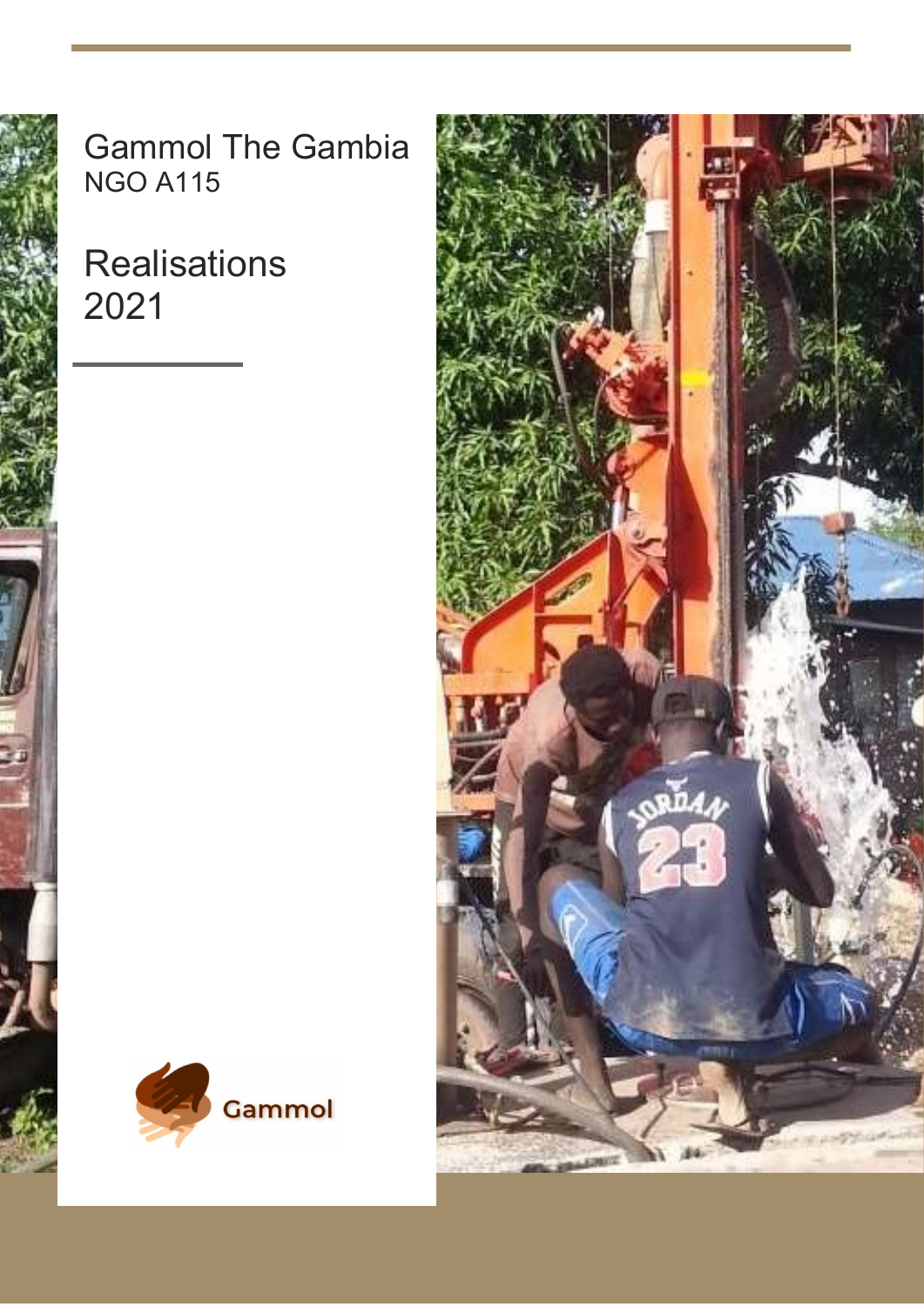# Gammol The Gambia

NGO A115

## Realisations 2021

Gammol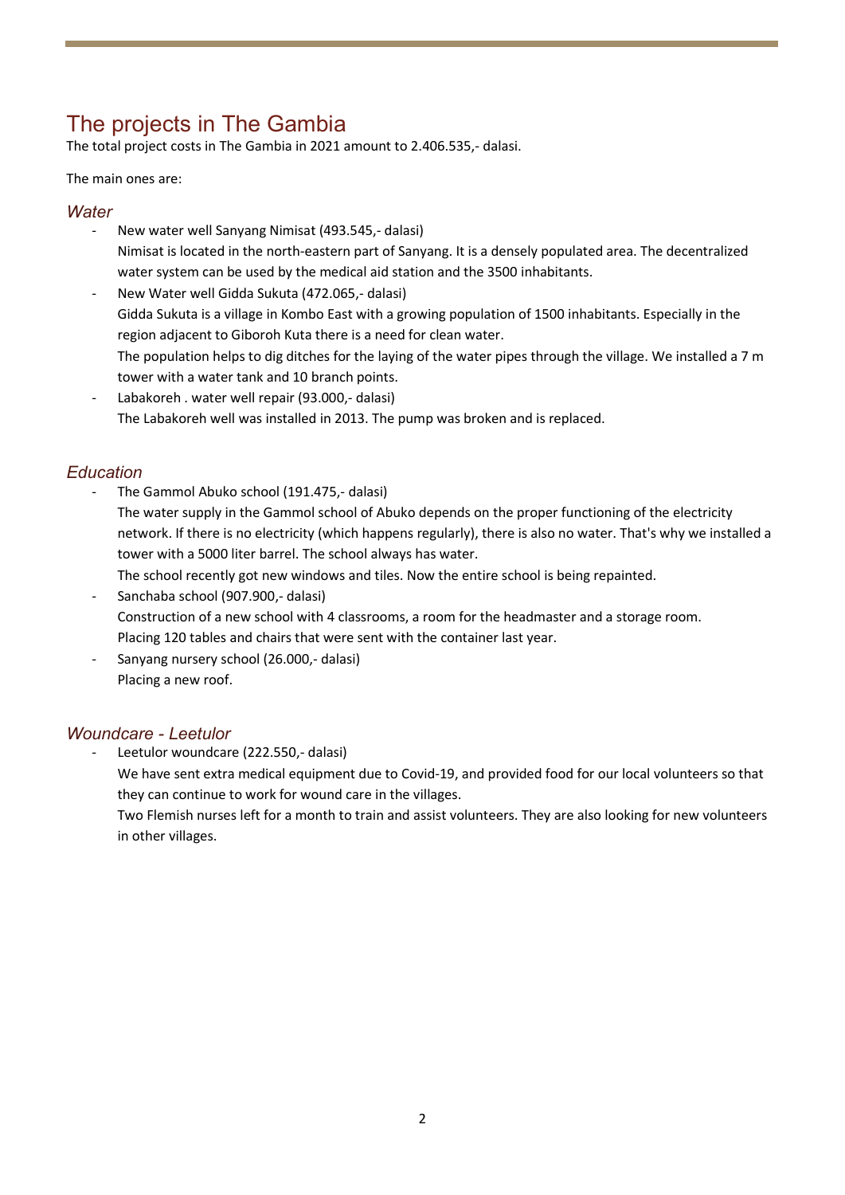# The projects in The Gambia

The total project costs in The Gambia in 2021 amount to 2.406.535,- dalasi.

The main ones are:

## Water

- New water well Sanyang Nimisat (493.545,- dalasi)
  Nimisat is located in the north-eastern part of Sanyang. It is a densely populated area. The decentralized water system can be used by the medical aid station and the 3500 inhabitants.
- New Water well Gidda Sukuta (472.065,- dalasi)
  Gidda Sukuta is a village in Kombo East with a growing population of 1500 inhabitants. Especially in the region adjacent to Giboroh Kuta there is a need for clean water.
  The population helps to dig ditches for the laying of the water pipes through the village. We installed a 7 m tower with a water tank and 10 branch points.
- Labakoreh . water well repair (93.000,- dalasi)
  The Labakoreh well was installed in 2013. The pump was broken and is replaced.

## Education

- The Gammol Abuko school (191.475,- dalasi)
  The water supply in the Gammol school of Abuko depends on the proper functioning of the electricity network. If there is no electricity (which happens regularly), there is also no water. That's why we installed a tower with a 5000 liter barrel. The school always has water.
  The school recently got new windows and tiles. Now the entire school is being repainted.
- Sanchaba school (907.900,- dalasi)
  Construction of a new school with 4 classrooms, a room for the headmaster and a storage room.
  Placing 120 tables and chairs that were sent with the container last year.
- Sanyang nursery school (26.000,- dalasi)
  Placing a new roof.

## Woundcare - Leetulor

- Leetulor woundcare (222.550,- dalasi)
  We have sent extra medical equipment due to Covid-19, and provided food for our local volunteers so that they can continue to work for wound care in the villages.
  Two Flemish nurses left for a month to train and assist volunteers. They are also looking for new volunteers in other villages.